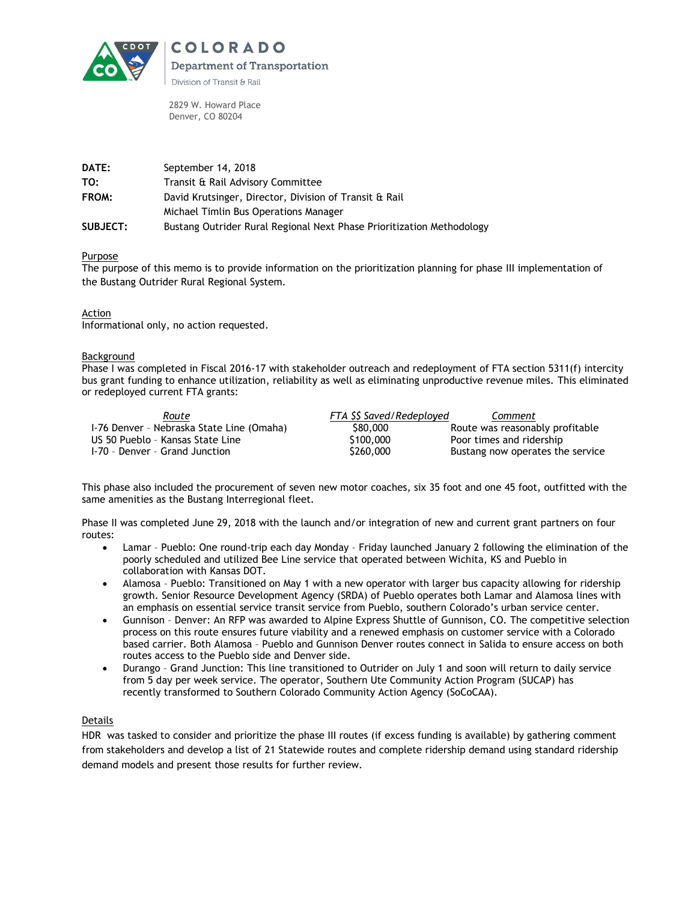COLORADO

Department of Transportation

Division of Transit & Rail

2829 W. Howard Place
Denver, CO 80204

| | |
|---|---|
| **DATE:** | September 14, 2018 |
| **TO:** | Transit & Rail Advisory Committee |
| **FROM:** | David Krutsinger, Director, Division of Transit & Rail |
| | Michael Timlin Bus Operations Manager |
| **SUBJECT:** | Bustang Outrider Rural Regional Next Phase Prioritization Methodology |

Purpose

The purpose of this memo is to provide information on the prioritization planning for phase III implementation of the Bustang Outrider Rural Regional System.

Action

Informational only, no action requested.

Background

Phase I was completed in Fiscal 2016-17 with stakeholder outreach and redeployment of FTA section 5311(f) intercity bus grant funding to enhance utilization, reliability as well as eliminating unproductive revenue miles. This eliminated or redeployed current FTA grants:

| *Route* | *FTA $$ Saved/Redeployed* | *Comment* |
|---|---|---|
| I-76 Denver – Nebraska State Line (Omaha) | $80,000 | Route was reasonably profitable |
| US 50 Pueblo – Kansas State Line | $100,000 | Poor times and ridership |
| I-70 – Denver – Grand Junction | $260,000 | Bustang now operates the service |

This phase also included the procurement of seven new motor coaches, six 35 foot and one 45 foot, outfitted with the same amenities as the Bustang Interregional fleet.

Phase II was completed June 29, 2018 with the launch and/or integration of new and current grant partners on four routes:

- Lamar – Pueblo: One round-trip each day Monday – Friday launched January 2 following the elimination of the poorly scheduled and utilized Bee Line service that operated between Wichita, KS and Pueblo in collaboration with Kansas DOT.
- Alamosa – Pueblo: Transitioned on May 1 with a new operator with larger bus capacity allowing for ridership growth. Senior Resource Development Agency (SRDA) of Pueblo operates both Lamar and Alamosa lines with an emphasis on essential service transit service from Pueblo, southern Colorado's urban service center.
- Gunnison – Denver: An RFP was awarded to Alpine Express Shuttle of Gunnison, CO. The competitive selection process on this route ensures future viability and a renewed emphasis on customer service with a Colorado based carrier. Both Alamosa – Pueblo and Gunnison Denver routes connect in Salida to ensure access on both routes access to the Pueblo side and Denver side.
- Durango – Grand Junction: This line transitioned to Outrider on July 1 and soon will return to daily service from 5 day per week service. The operator, Southern Ute Community Action Program (SUCAP) has recently transformed to Southern Colorado Community Action Agency (SoCoCAA).

Details

HDR was tasked to consider and prioritize the phase III routes (if excess funding is available) by gathering comment from stakeholders and develop a list of 21 Statewide routes and complete ridership demand using standard ridership demand models and present those results for further review.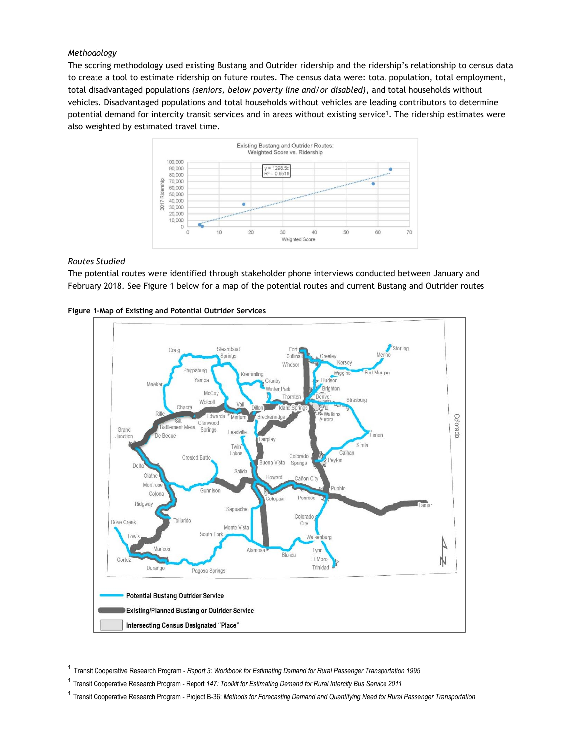*Methodology*

The scoring methodology used existing Bustang and Outrider ridership and the ridership's relationship to census data to create a tool to estimate ridership on future routes. The census data were: total population, total employment, total disadvantaged populations *(seniors, below poverty line and/or disabled)*, and total households without vehicles. Disadvantaged populations and total households without vehicles are leading contributors to determine potential demand for intercity transit services and in areas without existing service[1]. The ridership estimates were also weighted by estimated travel time.

*Routes Studied*

The potential routes were identified through stakeholder phone interviews conducted between January and February 2018. See Figure 1 below for a map of the potential routes and current Bustang and Outrider routes

**Figure 1-Map of Existing and Potential Outrider Services**

---

[1] Transit Cooperative Research Program - *Report 3: Workbook for Estimating Demand for Rural Passenger Transportation 1995*

[1] Transit Cooperative Research Program - Report *147: Toolkit for Estimating Demand for Rural Intercity Bus Service 2011*

[1] Transit Cooperative Research Program - Project B-36: *Methods for Forecasting Demand and Quantifying Need for Rural Passenger Transportation*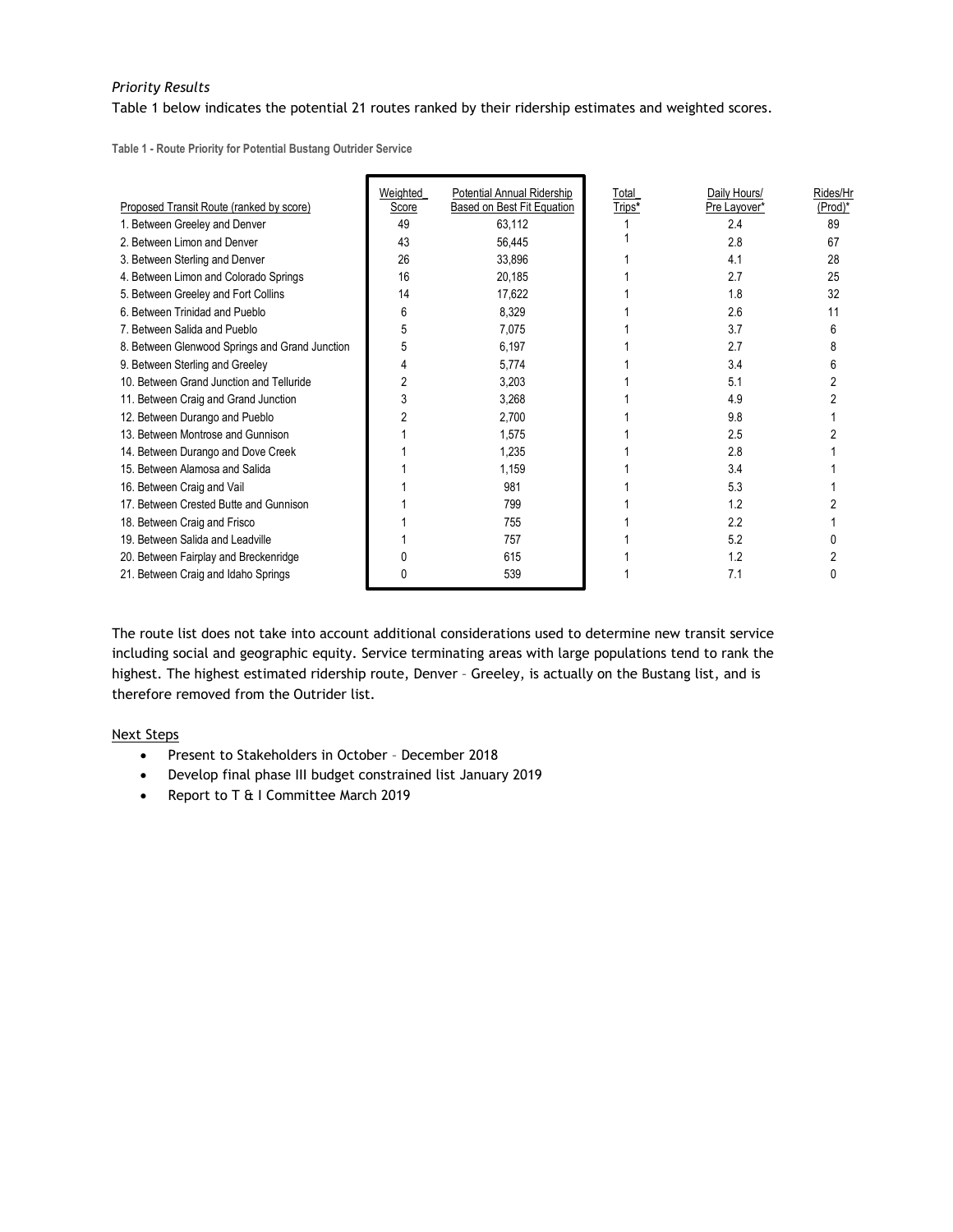*Priority Results*

Table 1 below indicates the potential 21 routes ranked by their ridership estimates and weighted scores.

**Table 1 - Route Priority for Potential Bustang Outrider Service**

| Proposed Transit Route (ranked by score) | Weighted Score | Potential Annual Ridership Based on Best Fit Equation | Total Trips* | Daily Hours/ Pre Layover* | Rides/Hr (Prod)* |
|---|---|---|---|---|---|
| 1. Between Greeley and Denver | 49 | 63,112 | 1 | 2.4 | 89 |
| 2. Between Limon and Denver | 43 | 56,445 | 1 | 2.8 | 67 |
| 3. Between Sterling and Denver | 26 | 33,896 | 1 | 4.1 | 28 |
| 4. Between Limon and Colorado Springs | 16 | 20,185 | 1 | 2.7 | 25 |
| 5. Between Greeley and Fort Collins | 14 | 17,622 | 1 | 1.8 | 32 |
| 6. Between Trinidad and Pueblo | 6 | 8,329 | 1 | 2.6 | 11 |
| 7. Between Salida and Pueblo | 5 | 7,075 | 1 | 3.7 | 6 |
| 8. Between Glenwood Springs and Grand Junction | 5 | 6,197 | 1 | 2.7 | 8 |
| 9. Between Sterling and Greeley | 4 | 5,774 | 1 | 3.4 | 6 |
| 10. Between Grand Junction and Telluride | 2 | 3,203 | 1 | 5.1 | 2 |
| 11. Between Craig and Grand Junction | 3 | 3,268 | 1 | 4.9 | 2 |
| 12. Between Durango and Pueblo | 2 | 2,700 | 1 | 9.8 | 1 |
| 13. Between Montrose and Gunnison | 1 | 1,575 | 1 | 2.5 | 2 |
| 14. Between Durango and Dove Creek | 1 | 1,235 | 1 | 2.8 | 1 |
| 15. Between Alamosa and Salida | 1 | 1,159 | 1 | 3.4 | 1 |
| 16. Between Craig and Vail | 1 | 981 | 1 | 5.3 | 1 |
| 17. Between Crested Butte and Gunnison | 1 | 799 | 1 | 1.2 | 2 |
| 18. Between Craig and Frisco | 1 | 755 | 1 | 2.2 | 1 |
| 19. Between Salida and Leadville | 1 | 757 | 1 | 5.2 | 0 |
| 20. Between Fairplay and Breckenridge | 0 | 615 | 1 | 1.2 | 2 |
| 21. Between Craig and Idaho Springs | 0 | 539 | 1 | 7.1 | 0 |

The route list does not take into account additional considerations used to determine new transit service including social and geographic equity. Service terminating areas with large populations tend to rank the highest. The highest estimated ridership route, Denver – Greeley, is actually on the Bustang list, and is therefore removed from the Outrider list.

Next Steps

- Present to Stakeholders in October – December 2018
- Develop final phase III budget constrained list January 2019
- Report to T & I Committee March 2019